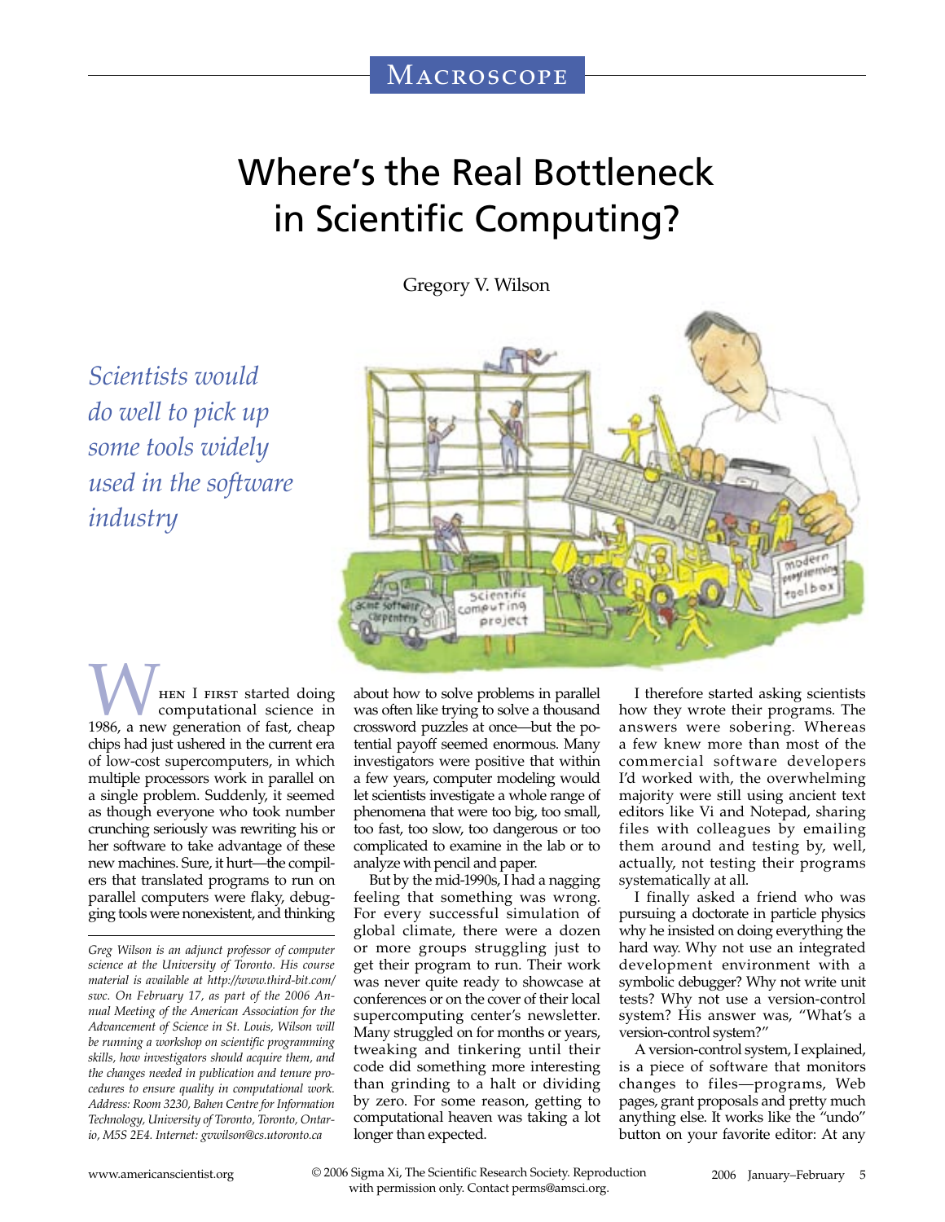Macroscope

# Where's the Real Bottleneck in Scientific Computing?

Gregory V. Wilson

*Scientists would do well to pick up some tools widely used in the software industry*

When I first started doing computational science in 1986, a new generation of fast, cheap chips had just ushered in the current era of low-cost supercomputers, in which multiple processors work in parallel on a single problem. Suddenly, it seemed as though everyone who took number crunching seriously was rewriting his or her software to take advantage of these new machines. Sure, it hurt—the compilers that translated programs to run on parallel computers were flaky, debugging tools were nonexistent, and thinking about how to solve problems in parallel was often like trying to solve a thousand crossword puzzles at once—but the potential payoff seemed enormous. Many investigators were positive that within a few years, computer modeling would let scientists investigate a whole range of phenomena that were too big, too small, too fast, too slow, too dangerous or too complicated to examine in the lab or to analyze with pencil and paper.

But by the mid-1990s, I had a nagging feeling that something was wrong. For every successful simulation of global climate, there were a dozen or more groups struggling just to get their program to run. Their work was never quite ready to showcase at conferences or on the cover of their local supercomputing center's newsletter. Many struggled on for months or years, tweaking and tinkering until their code did something more interesting than grinding to a halt or dividing by zero. For some reason, getting to computational heaven was taking a lot longer than expected.

I therefore started asking scientists how they wrote their programs. The answers were sobering. Whereas a few knew more than most of the commercial software developers I'd worked with, the overwhelming majority were still using ancient text editors like Vi and Notepad, sharing files with colleagues by emailing them around and testing by, well, actually, not testing their programs systematically at all.

I finally asked a friend who was pursuing a doctorate in particle physics why he insisted on doing everything the hard way. Why not use an integrated development environment with a symbolic debugger? Why not write unit tests? Why not use a version-control system? His answer was, "What's a version-control system?"

A version-control system, I explained, is a piece of software that monitors changes to files—programs, Web pages, grant proposals and pretty much anything else. It works like the "undo" button on your favorite editor: At any

---

*Greg Wilson is an adjunct professor of computer science at the University of Toronto. His course material is available at http://www.third-bit.com/swc. On February 17, as part of the 2006 Annual Meeting of the American Association for the Advancement of Science in St. Louis, Wilson will be running a workshop on scientific programming skills, how investigators should acquire them, and the changes needed in publication and tenure procedures to ensure quality in computational work. Address: Room 3230, Bahen Centre for Information Technology, University of Toronto, Toronto, Ontario, M5S 2E4. Internet: gvwilson@cs.utoronto.ca*

© 2006 Sigma Xi, The Scientific Research Society. Reproduction with permission only. Contact perms@amsci.org.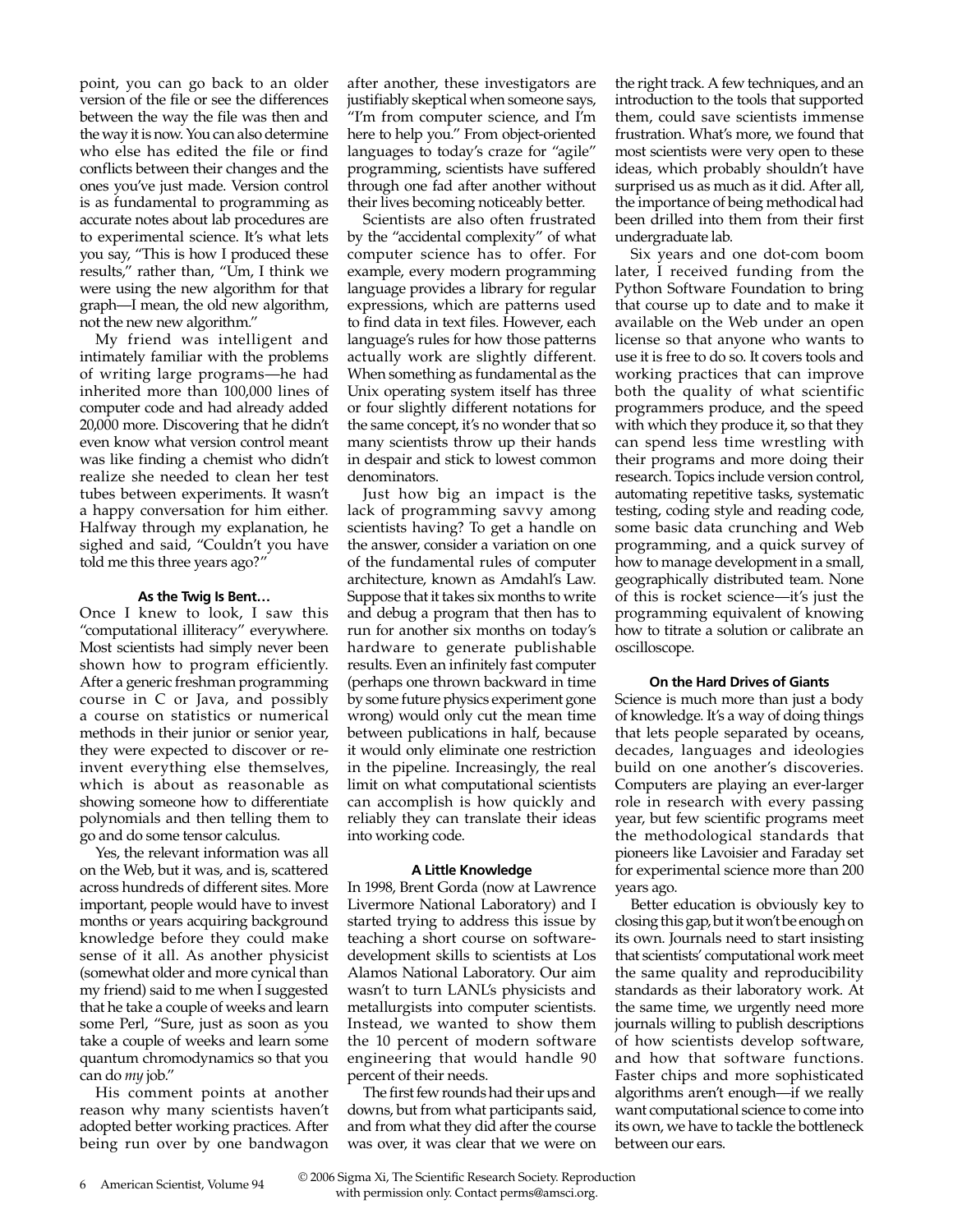point, you can go back to an older version of the file or see the differences between the way the file was then and the way it is now. You can also determine who else has edited the file or find conflicts between their changes and the ones you've just made. Version control is as fundamental to programming as accurate notes about lab procedures are to experimental science. It's what lets you say, "This is how I produced these results," rather than, "Um, I think we were using the new algorithm for that graph—I mean, the old new algorithm, not the new new algorithm."

My friend was intelligent and intimately familiar with the problems of writing large programs—he had inherited more than 100,000 lines of computer code and had already added 20,000 more. Discovering that he didn't even know what version control meant was like finding a chemist who didn't realize she needed to clean her test tubes between experiments. It wasn't a happy conversation for him either. Halfway through my explanation, he sighed and said, "Couldn't you have told me this three years ago?"

### As the Twig Is Bent…

Once I knew to look, I saw this "computational illiteracy" everywhere. Most scientists had simply never been shown how to program efficiently. After a generic freshman programming course in C or Java, and possibly a course on statistics or numerical methods in their junior or senior year, they were expected to discover or re-invent everything else themselves, which is about as reasonable as showing someone how to differentiate polynomials and then telling them to go and do some tensor calculus.

Yes, the relevant information was all on the Web, but it was, and is, scattered across hundreds of different sites. More important, people would have to invest months or years acquiring background knowledge before they could make sense of it all. As another physicist (somewhat older and more cynical than my friend) said to me when I suggested that he take a couple of weeks and learn some Perl, "Sure, just as soon as you take a couple of weeks and learn some quantum chromodynamics so that you can do *my* job."

His comment points at another reason why many scientists haven't adopted better working practices. After being run over by one bandwagon after another, these investigators are justifiably skeptical when someone says, "I'm from computer science, and I'm here to help you." From object-oriented languages to today's craze for "agile" programming, scientists have suffered through one fad after another without their lives becoming noticeably better.

Scientists are also often frustrated by the "accidental complexity" of what computer science has to offer. For example, every modern programming language provides a library for regular expressions, which are patterns used to find data in text files. However, each language's rules for how those patterns actually work are slightly different. When something as fundamental as the Unix operating system itself has three or four slightly different notations for the same concept, it's no wonder that so many scientists throw up their hands in despair and stick to lowest common denominators.

Just how big an impact is the lack of programming savvy among scientists having? To get a handle on the answer, consider a variation on one of the fundamental rules of computer architecture, known as Amdahl's Law. Suppose that it takes six months to write and debug a program that then has to run for another six months on today's hardware to generate publishable results. Even an infinitely fast computer (perhaps one thrown backward in time by some future physics experiment gone wrong) would only cut the mean time between publications in half, because it would only eliminate one restriction in the pipeline. Increasingly, the real limit on what computational scientists can accomplish is how quickly and reliably they can translate their ideas into working code.

### A Little Knowledge

In 1998, Brent Gorda (now at Lawrence Livermore National Laboratory) and I started trying to address this issue by teaching a short course on software-development skills to scientists at Los Alamos National Laboratory. Our aim wasn't to turn LANL's physicists and metallurgists into computer scientists. Instead, we wanted to show them the 10 percent of modern software engineering that would handle 90 percent of their needs.

The first few rounds had their ups and downs, but from what participants said, and from what they did after the course was over, it was clear that we were on the right track. A few techniques, and an introduction to the tools that supported them, could save scientists immense frustration. What's more, we found that most scientists were very open to these ideas, which probably shouldn't have surprised us as much as it did. After all, the importance of being methodical had been drilled into them from their first undergraduate lab.

Six years and one dot-com boom later, I received funding from the Python Software Foundation to bring that course up to date and to make it available on the Web under an open license so that anyone who wants to use it is free to do so. It covers tools and working practices that can improve both the quality of what scientific programmers produce, and the speed with which they produce it, so that they can spend less time wrestling with their programs and more doing their research. Topics include version control, automating repetitive tasks, systematic testing, coding style and reading code, some basic data crunching and Web programming, and a quick survey of how to manage development in a small, geographically distributed team. None of this is rocket science—it's just the programming equivalent of knowing how to titrate a solution or calibrate an oscilloscope.

### On the Hard Drives of Giants

Science is much more than just a body of knowledge. It's a way of doing things that lets people separated by oceans, decades, languages and ideologies build on one another's discoveries. Computers are playing an ever-larger role in research with every passing year, but few scientific programs meet the methodological standards that pioneers like Lavoisier and Faraday set for experimental science more than 200 years ago.

Better education is obviously key to closing this gap, but it won't be enough on its own. Journals need to start insisting that scientists' computational work meet the same quality and reproducibility standards as their laboratory work. At the same time, we urgently need more journals willing to publish descriptions of how scientists develop software, and how that software functions. Faster chips and more sophisticated algorithms aren't enough—if we really want computational science to come into its own, we have to tackle the bottleneck between our ears.

© 2006 Sigma Xi, The Scientific Research Society. Reproduction with permission only. Contact perms@amsci.org.